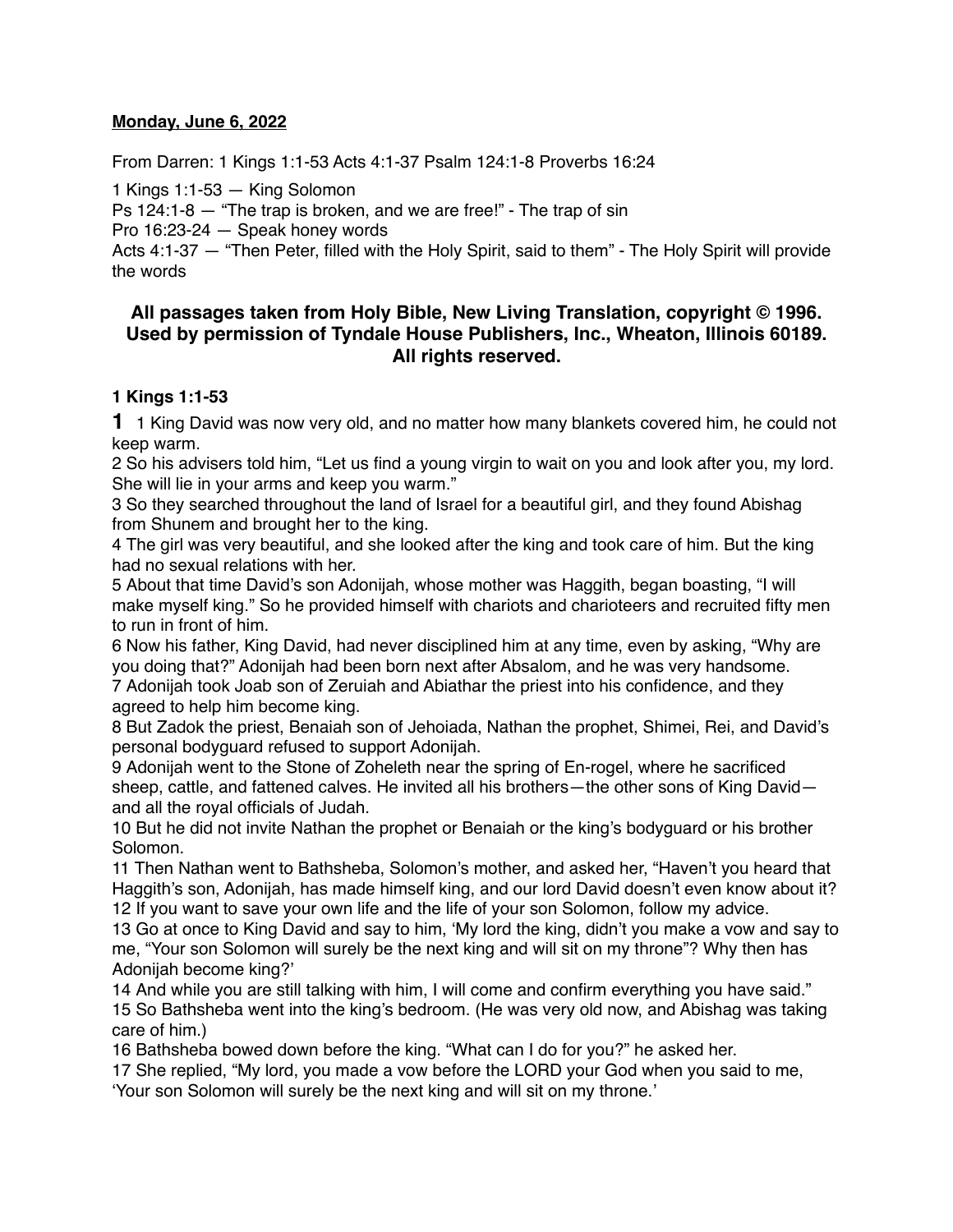**Monday, June 6, 2022**

From Darren: 1 Kings 1:1-53 Acts 4:1-37 Psalm 124:1-8 Proverbs 16:24

1 Kings 1:1-53 — King Solomon
Ps 124:1-8 — "The trap is broken, and we are free!" - The trap of sin
Pro 16:23-24 — Speak honey words
Acts 4:1-37 — "Then Peter, filled with the Holy Spirit, said to them" - The Holy Spirit will provide the words

### All passages taken from Holy Bible, New Living Translation, copyright © 1996. Used by permission of Tyndale House Publishers, Inc., Wheaton, Illinois 60189. All rights reserved.

**1 Kings 1:1-53**

**1** 1 King David was now very old, and no matter how many blankets covered him, he could not keep warm.
2 So his advisers told him, "Let us find a young virgin to wait on you and look after you, my lord. She will lie in your arms and keep you warm."
3 So they searched throughout the land of Israel for a beautiful girl, and they found Abishag from Shunem and brought her to the king.
4 The girl was very beautiful, and she looked after the king and took care of him. But the king had no sexual relations with her.
5 About that time David's son Adonijah, whose mother was Haggith, began boasting, "I will make myself king." So he provided himself with chariots and charioteers and recruited fifty men to run in front of him.
6 Now his father, King David, had never disciplined him at any time, even by asking, "Why are you doing that?" Adonijah had been born next after Absalom, and he was very handsome.
7 Adonijah took Joab son of Zeruiah and Abiathar the priest into his confidence, and they agreed to help him become king.
8 But Zadok the priest, Benaiah son of Jehoiada, Nathan the prophet, Shimei, Rei, and David's personal bodyguard refused to support Adonijah.
9 Adonijah went to the Stone of Zoheleth near the spring of En-rogel, where he sacrificed sheep, cattle, and fattened calves. He invited all his brothers—the other sons of King David—and all the royal officials of Judah.
10 But he did not invite Nathan the prophet or Benaiah or the king's bodyguard or his brother Solomon.
11 Then Nathan went to Bathsheba, Solomon's mother, and asked her, "Haven't you heard that Haggith's son, Adonijah, has made himself king, and our lord David doesn't even know about it?
12 If you want to save your own life and the life of your son Solomon, follow my advice.
13 Go at once to King David and say to him, 'My lord the king, didn't you make a vow and say to me, "Your son Solomon will surely be the next king and will sit on my throne"? Why then has Adonijah become king?'
14 And while you are still talking with him, I will come and confirm everything you have said."
15 So Bathsheba went into the king's bedroom. (He was very old now, and Abishag was taking care of him.)
16 Bathsheba bowed down before the king. "What can I do for you?" he asked her.
17 She replied, "My lord, you made a vow before the LORD your God when you said to me, 'Your son Solomon will surely be the next king and will sit on my throne.'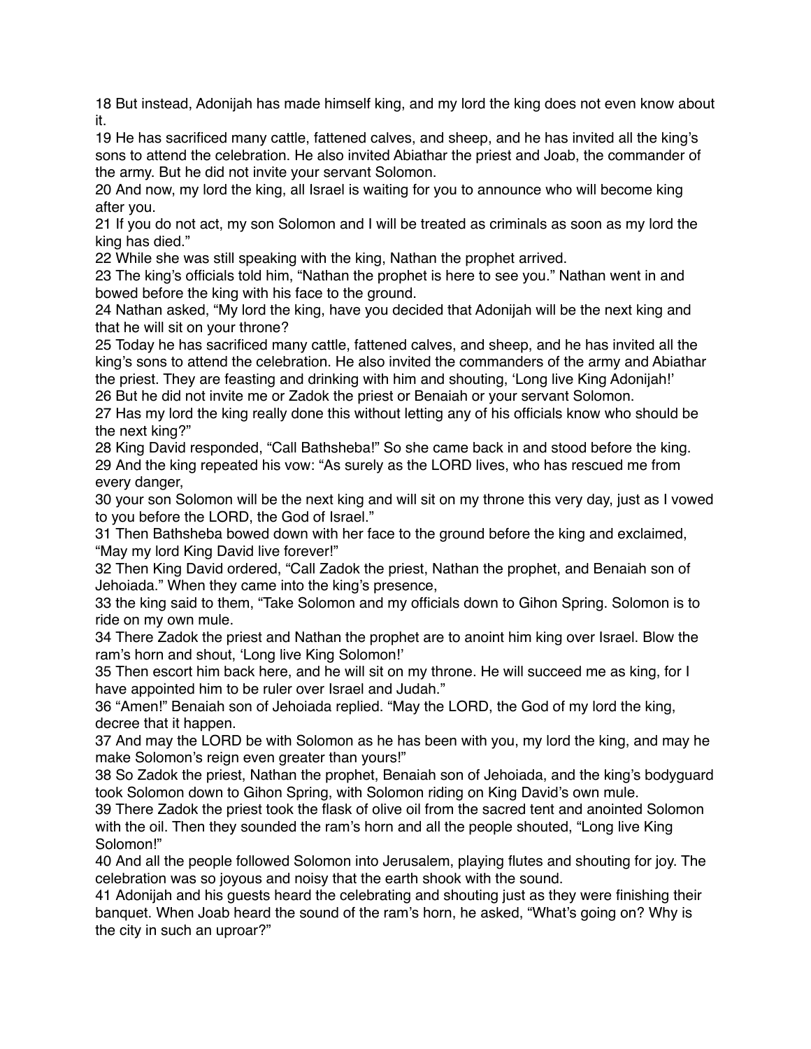18 But instead, Adonijah has made himself king, and my lord the king does not even know about it.
19 He has sacrificed many cattle, fattened calves, and sheep, and he has invited all the king's sons to attend the celebration. He also invited Abiathar the priest and Joab, the commander of the army. But he did not invite your servant Solomon.
20 And now, my lord the king, all Israel is waiting for you to announce who will become king after you.
21 If you do not act, my son Solomon and I will be treated as criminals as soon as my lord the king has died."
22 While she was still speaking with the king, Nathan the prophet arrived.
23 The king's officials told him, "Nathan the prophet is here to see you." Nathan went in and bowed before the king with his face to the ground.
24 Nathan asked, "My lord the king, have you decided that Adonijah will be the next king and that he will sit on your throne?
25 Today he has sacrificed many cattle, fattened calves, and sheep, and he has invited all the king's sons to attend the celebration. He also invited the commanders of the army and Abiathar the priest. They are feasting and drinking with him and shouting, 'Long live King Adonijah!'
26 But he did not invite me or Zadok the priest or Benaiah or your servant Solomon.
27 Has my lord the king really done this without letting any of his officials know who should be the next king?"
28 King David responded, "Call Bathsheba!" So she came back in and stood before the king.
29 And the king repeated his vow: "As surely as the LORD lives, who has rescued me from every danger,
30 your son Solomon will be the next king and will sit on my throne this very day, just as I vowed to you before the LORD, the God of Israel."
31 Then Bathsheba bowed down with her face to the ground before the king and exclaimed, "May my lord King David live forever!"
32 Then King David ordered, "Call Zadok the priest, Nathan the prophet, and Benaiah son of Jehoiada." When they came into the king's presence,
33 the king said to them, "Take Solomon and my officials down to Gihon Spring. Solomon is to ride on my own mule.
34 There Zadok the priest and Nathan the prophet are to anoint him king over Israel. Blow the ram's horn and shout, 'Long live King Solomon!'
35 Then escort him back here, and he will sit on my throne. He will succeed me as king, for I have appointed him to be ruler over Israel and Judah."
36 "Amen!" Benaiah son of Jehoiada replied. "May the LORD, the God of my lord the king, decree that it happen.
37 And may the LORD be with Solomon as he has been with you, my lord the king, and may he make Solomon's reign even greater than yours!"
38 So Zadok the priest, Nathan the prophet, Benaiah son of Jehoiada, and the king's bodyguard took Solomon down to Gihon Spring, with Solomon riding on King David's own mule.
39 There Zadok the priest took the flask of olive oil from the sacred tent and anointed Solomon with the oil. Then they sounded the ram's horn and all the people shouted, "Long live King Solomon!"
40 And all the people followed Solomon into Jerusalem, playing flutes and shouting for joy. The celebration was so joyous and noisy that the earth shook with the sound.
41 Adonijah and his guests heard the celebrating and shouting just as they were finishing their banquet. When Joab heard the sound of the ram's horn, he asked, "What's going on? Why is the city in such an uproar?"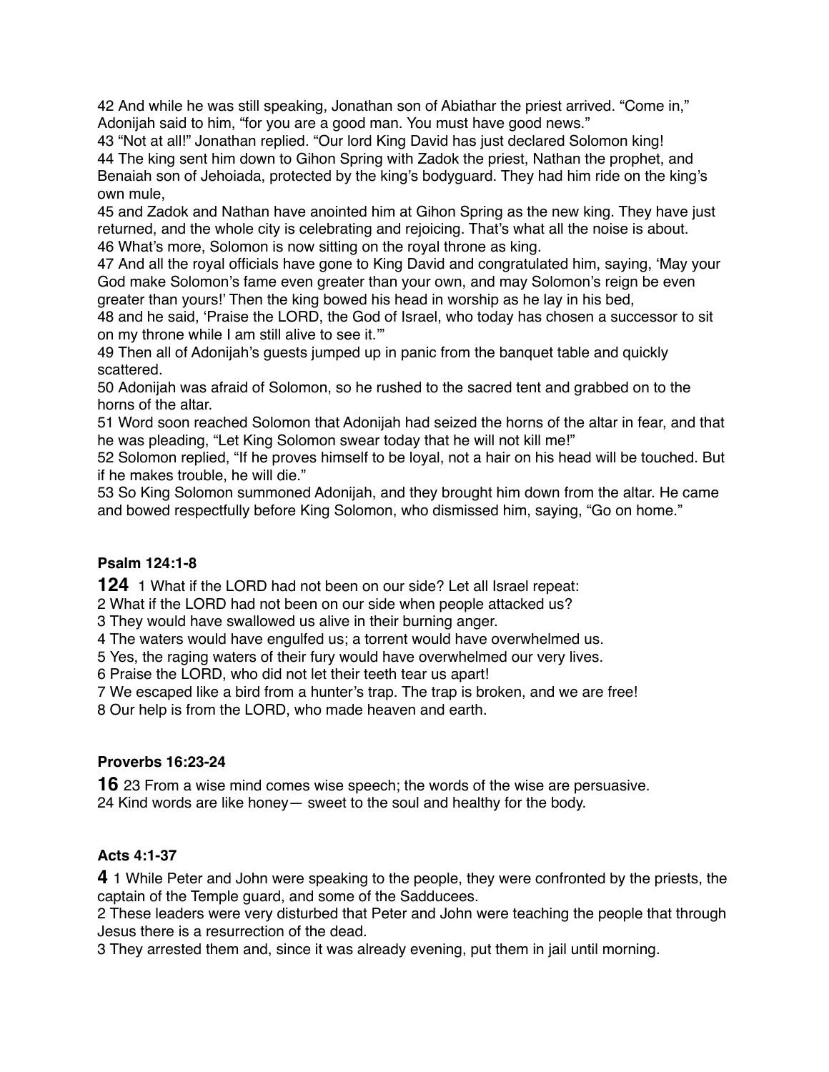42 And while he was still speaking, Jonathan son of Abiathar the priest arrived. “Come in,” Adonijah said to him, “for you are a good man. You must have good news.”
43 “Not at all!” Jonathan replied. “Our lord King David has just declared Solomon king!
44 The king sent him down to Gihon Spring with Zadok the priest, Nathan the prophet, and Benaiah son of Jehoiada, protected by the king’s bodyguard. They had him ride on the king’s own mule,
45 and Zadok and Nathan have anointed him at Gihon Spring as the new king. They have just returned, and the whole city is celebrating and rejoicing. That’s what all the noise is about.
46 What’s more, Solomon is now sitting on the royal throne as king.
47 And all the royal officials have gone to King David and congratulated him, saying, ‘May your God make Solomon’s fame even greater than your own, and may Solomon’s reign be even greater than yours!’ Then the king bowed his head in worship as he lay in his bed,
48 and he said, ‘Praise the LORD, the God of Israel, who today has chosen a successor to sit on my throne while I am still alive to see it.’”
49 Then all of Adonijah’s guests jumped up in panic from the banquet table and quickly scattered.
50 Adonijah was afraid of Solomon, so he rushed to the sacred tent and grabbed on to the horns of the altar.
51 Word soon reached Solomon that Adonijah had seized the horns of the altar in fear, and that he was pleading, “Let King Solomon swear today that he will not kill me!”
52 Solomon replied, “If he proves himself to be loyal, not a hair on his head will be touched. But if he makes trouble, he will die.”
53 So King Solomon summoned Adonijah, and they brought him down from the altar. He came and bowed respectfully before King Solomon, who dismissed him, saying, “Go on home.”

**Psalm 124:1-8**

**124** 1 What if the LORD had not been on our side? Let all Israel repeat:
2 What if the LORD had not been on our side when people attacked us?
3 They would have swallowed us alive in their burning anger.
4 The waters would have engulfed us; a torrent would have overwhelmed us.
5 Yes, the raging waters of their fury would have overwhelmed our very lives.
6 Praise the LORD, who did not let their teeth tear us apart!
7 We escaped like a bird from a hunter’s trap. The trap is broken, and we are free!
8 Our help is from the LORD, who made heaven and earth.

**Proverbs 16:23-24**

**16** 23 From a wise mind comes wise speech; the words of the wise are persuasive.
24 Kind words are like honey— sweet to the soul and healthy for the body.

**Acts 4:1-37**

**4** 1 While Peter and John were speaking to the people, they were confronted by the priests, the captain of the Temple guard, and some of the Sadducees.
2 These leaders were very disturbed that Peter and John were teaching the people that through Jesus there is a resurrection of the dead.
3 They arrested them and, since it was already evening, put them in jail until morning.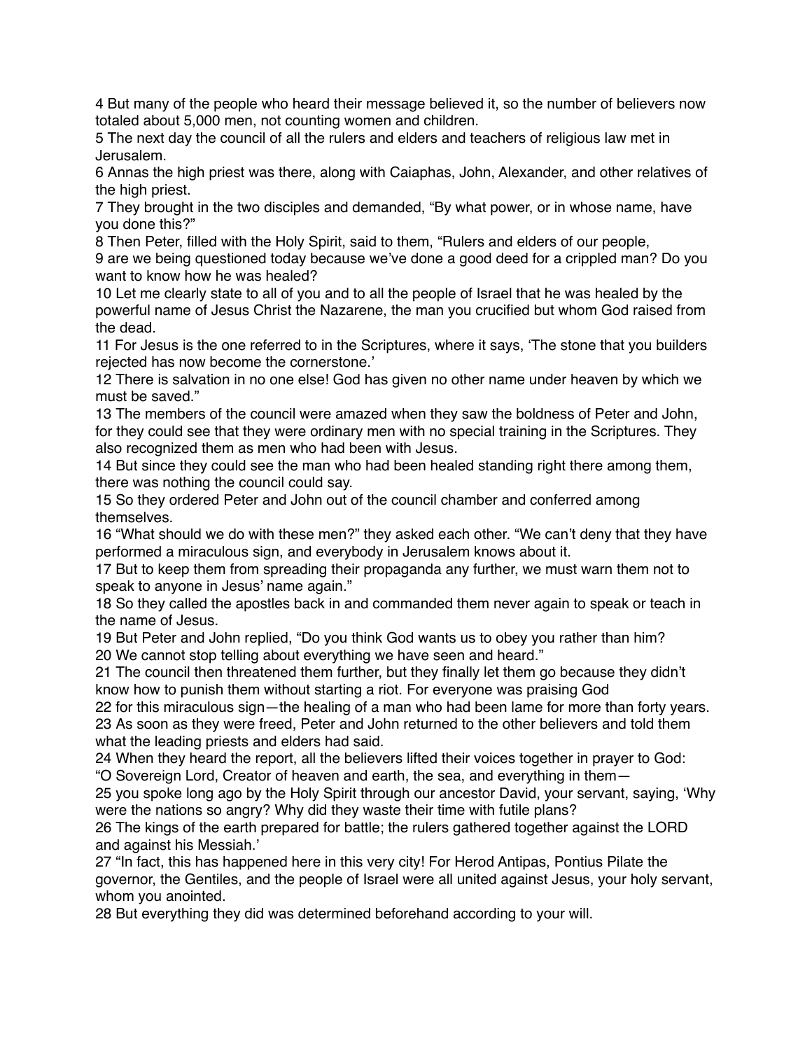4 But many of the people who heard their message believed it, so the number of believers now totaled about 5,000 men, not counting women and children.
5 The next day the council of all the rulers and elders and teachers of religious law met in Jerusalem.
6 Annas the high priest was there, along with Caiaphas, John, Alexander, and other relatives of the high priest.
7 They brought in the two disciples and demanded, “By what power, or in whose name, have you done this?”
8 Then Peter, filled with the Holy Spirit, said to them, “Rulers and elders of our people,
9 are we being questioned today because we’ve done a good deed for a crippled man? Do you want to know how he was healed?
10 Let me clearly state to all of you and to all the people of Israel that he was healed by the powerful name of Jesus Christ the Nazarene, the man you crucified but whom God raised from the dead.
11 For Jesus is the one referred to in the Scriptures, where it says, ‘The stone that you builders rejected has now become the cornerstone.’
12 There is salvation in no one else! God has given no other name under heaven by which we must be saved.”
13 The members of the council were amazed when they saw the boldness of Peter and John, for they could see that they were ordinary men with no special training in the Scriptures. They also recognized them as men who had been with Jesus.
14 But since they could see the man who had been healed standing right there among them, there was nothing the council could say.
15 So they ordered Peter and John out of the council chamber and conferred among themselves.
16 “What should we do with these men?” they asked each other. “We can’t deny that they have performed a miraculous sign, and everybody in Jerusalem knows about it.
17 But to keep them from spreading their propaganda any further, we must warn them not to speak to anyone in Jesus’ name again.”
18 So they called the apostles back in and commanded them never again to speak or teach in the name of Jesus.
19 But Peter and John replied, “Do you think God wants us to obey you rather than him?
20 We cannot stop telling about everything we have seen and heard.”
21 The council then threatened them further, but they finally let them go because they didn’t know how to punish them without starting a riot. For everyone was praising God
22 for this miraculous sign—the healing of a man who had been lame for more than forty years.
23 As soon as they were freed, Peter and John returned to the other believers and told them what the leading priests and elders had said.
24 When they heard the report, all the believers lifted their voices together in prayer to God: “O Sovereign Lord, Creator of heaven and earth, the sea, and everything in them—
25 you spoke long ago by the Holy Spirit through our ancestor David, your servant, saying, ‘Why were the nations so angry? Why did they waste their time with futile plans?
26 The kings of the earth prepared for battle; the rulers gathered together against the LORD and against his Messiah.’
27 “In fact, this has happened here in this very city! For Herod Antipas, Pontius Pilate the governor, the Gentiles, and the people of Israel were all united against Jesus, your holy servant, whom you anointed.
28 But everything they did was determined beforehand according to your will.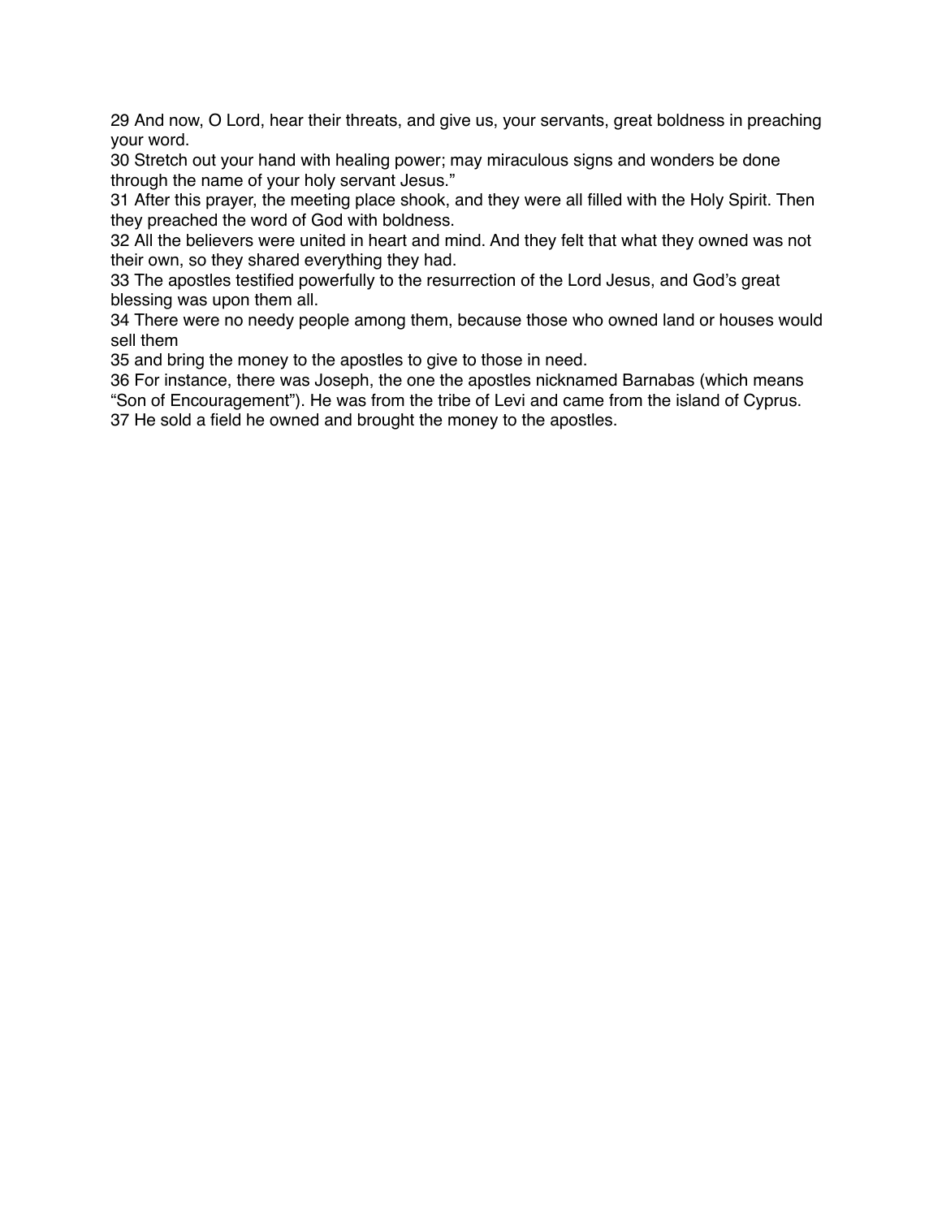29 And now, O Lord, hear their threats, and give us, your servants, great boldness in preaching your word.

30 Stretch out your hand with healing power; may miraculous signs and wonders be done through the name of your holy servant Jesus."

31 After this prayer, the meeting place shook, and they were all filled with the Holy Spirit. Then they preached the word of God with boldness.

32 All the believers were united in heart and mind. And they felt that what they owned was not their own, so they shared everything they had.

33 The apostles testified powerfully to the resurrection of the Lord Jesus, and God's great blessing was upon them all.

34 There were no needy people among them, because those who owned land or houses would sell them

35 and bring the money to the apostles to give to those in need.

36 For instance, there was Joseph, the one the apostles nicknamed Barnabas (which means "Son of Encouragement"). He was from the tribe of Levi and came from the island of Cyprus.

37 He sold a field he owned and brought the money to the apostles.